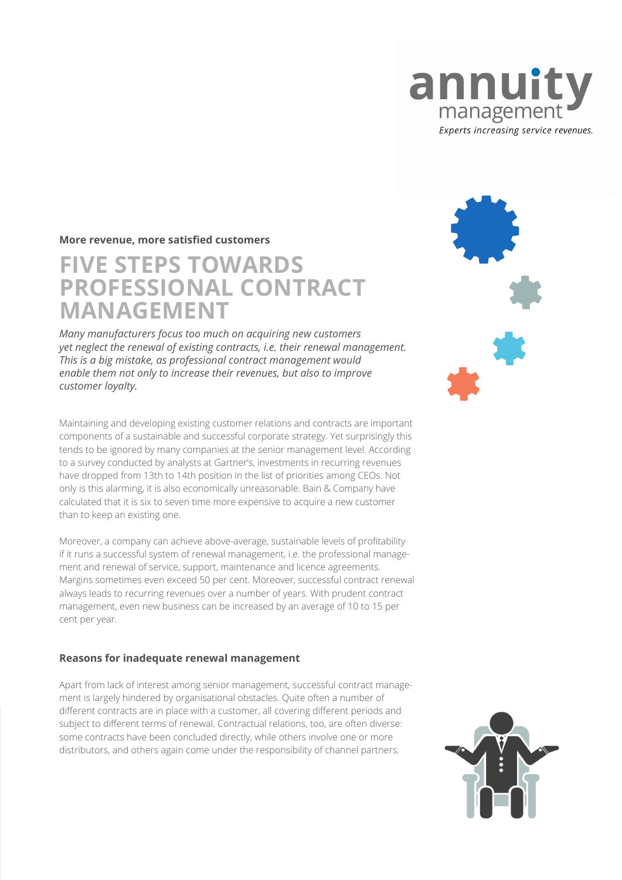annuity management
*Experts increasing service revenues.*

**More revenue, more satisfied customers**

# FIVE STEPS TOWARDS PROFESSIONAL CONTRACT MANAGEMENT

*Many manufacturers focus too much on acquiring new customers yet neglect the renewal of existing contracts, i.e. their renewal management. This is a big mistake, as professional contract management would enable them not only to increase their revenues, but also to improve customer loyalty.*

Maintaining and developing existing customer relations and contracts are important components of a sustainable and successful corporate strategy. Yet surprisingly this tends to be ignored by many companies at the senior management level. According to a survey conducted by analysts at Gartner's, investments in recurring revenues have dropped from 13th to 14th position in the list of priorities among CEOs. Not only is this alarming, it is also economically unreasonable. Bain & Company have calculated that it is six to seven time more expensive to acquire a new customer than to keep an existing one.

Moreover, a company can achieve above-average, sustainable levels of profitability if it runs a successful system of renewal management, i.e. the professional management and renewal of service, support, maintenance and licence agreements. Margins sometimes even exceed 50 per cent. Moreover, successful contract renewal always leads to recurring revenues over a number of years. With prudent contract management, even new business can be increased by an average of 10 to 15 per cent per year.

## Reasons for inadequate renewal management

Apart from lack of interest among senior management, successful contract management is largely hindered by organisational obstacles. Quite often a number of different contracts are in place with a customer, all covering different periods and subject to different terms of renewal. Contractual relations, too, are often diverse: some contracts have been concluded directly, while others involve one or more distributors, and others again come under the responsibility of channel partners.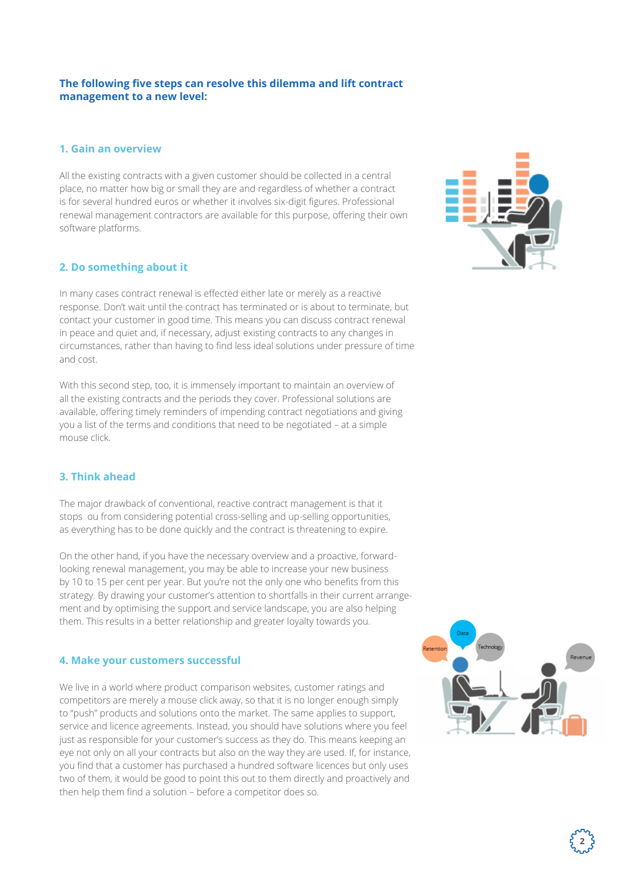**The following five steps can resolve this dilemma and lift contract management to a new level:**

## 1. Gain an overview

All the existing contracts with a given customer should be collected in a central place, no matter how big or small they are and regardless of whether a contract is for several hundred euros or whether it involves six-digit figures. Professional renewal management contractors are available for this purpose, offering their own software platforms.

## 2. Do something about it

In many cases contract renewal is effected either late or merely as a reactive response. Don't wait until the contract has terminated or is about to terminate, but contact your customer in good time. This means you can discuss contract renewal in peace and quiet and, if necessary, adjust existing contracts to any changes in circumstances, rather than having to find less ideal solutions under pressure of time and cost.

With this second step, too, it is immensely important to maintain an overview of all the existing contracts and the periods they cover. Professional solutions are available, offering timely reminders of impending contract negotiations and giving you a list of the terms and conditions that need to be negotiated – at a simple mouse click.

## 3. Think ahead

The major drawback of conventional, reactive contract management is that it stops ou from considering potential cross-selling and up-selling opportunities, as everything has to be done quickly and the contract is threatening to expire.

On the other hand, if you have the necessary overview and a proactive, forward-looking renewal management, you may be able to increase your new business by 10 to 15 per cent per year. But you're not the only one who benefits from this strategy. By drawing your customer's attention to shortfalls in their current arrangement and by optimising the support and service landscape, you are also helping them. This results in a better relationship and greater loyalty towards you.

## 4. Make your customers successful

We live in a world where product comparison websites, customer ratings and competitors are merely a mouse click away, so that it is no longer enough simply to "push" products and solutions onto the market. The same applies to support, service and licence agreements. Instead, you should have solutions where you feel just as responsible for your customer's success as they do. This means keeping an eye not only on all your contracts but also on the way they are used. If, for instance, you find that a customer has purchased a hundred software licences but only uses two of them, it would be good to point this out to them directly and proactively and then help them find a solution – before a competitor does so.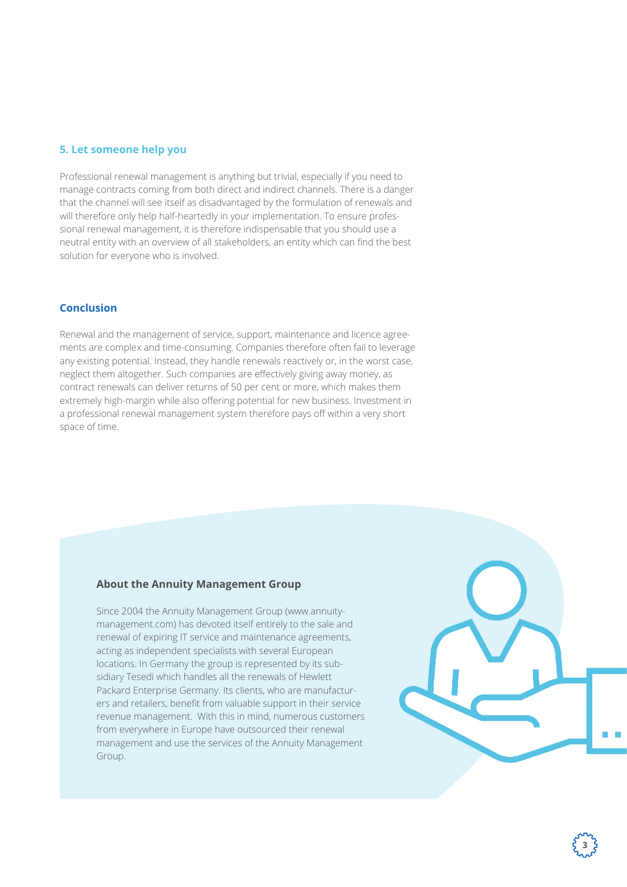### 5. Let someone help you

Professional renewal management is anything but trivial, especially if you need to manage contracts coming from both direct and indirect channels. There is a danger that the channel will see itself as disadvantaged by the formulation of renewals and will therefore only help half-heartedly in your implementation. To ensure professional renewal management, it is therefore indispensable that you should use a neutral entity with an overview of all stakeholders, an entity which can find the best solution for everyone who is involved.

## Conclusion

Renewal and the management of service, support, maintenance and licence agreements are complex and time-consuming. Companies therefore often fail to leverage any existing potential. Instead, they handle renewals reactively or, in the worst case, neglect them altogether. Such companies are effectively giving away money, as contract renewals can deliver returns of 50 per cent or more, which makes them extremely high-margin while also offering potential for new business. Investment in a professional renewal management system therefore pays off within a very short space of time.

### About the Annuity Management Group

Since 2004 the Annuity Management Group (www.annuity-management.com) has devoted itself entirely to the sale and renewal of expiring IT service and maintenance agreements, acting as independent specialists with several European locations. In Germany the group is represented by its subsidiary Tesedi which handles all the renewals of Hewlett Packard Enterprise Germany. Its clients, who are manufacturers and retailers, benefit from valuable support in their service revenue management. With this in mind, numerous customers from everywhere in Europe have outsourced their renewal management and use the services of the Annuity Management Group.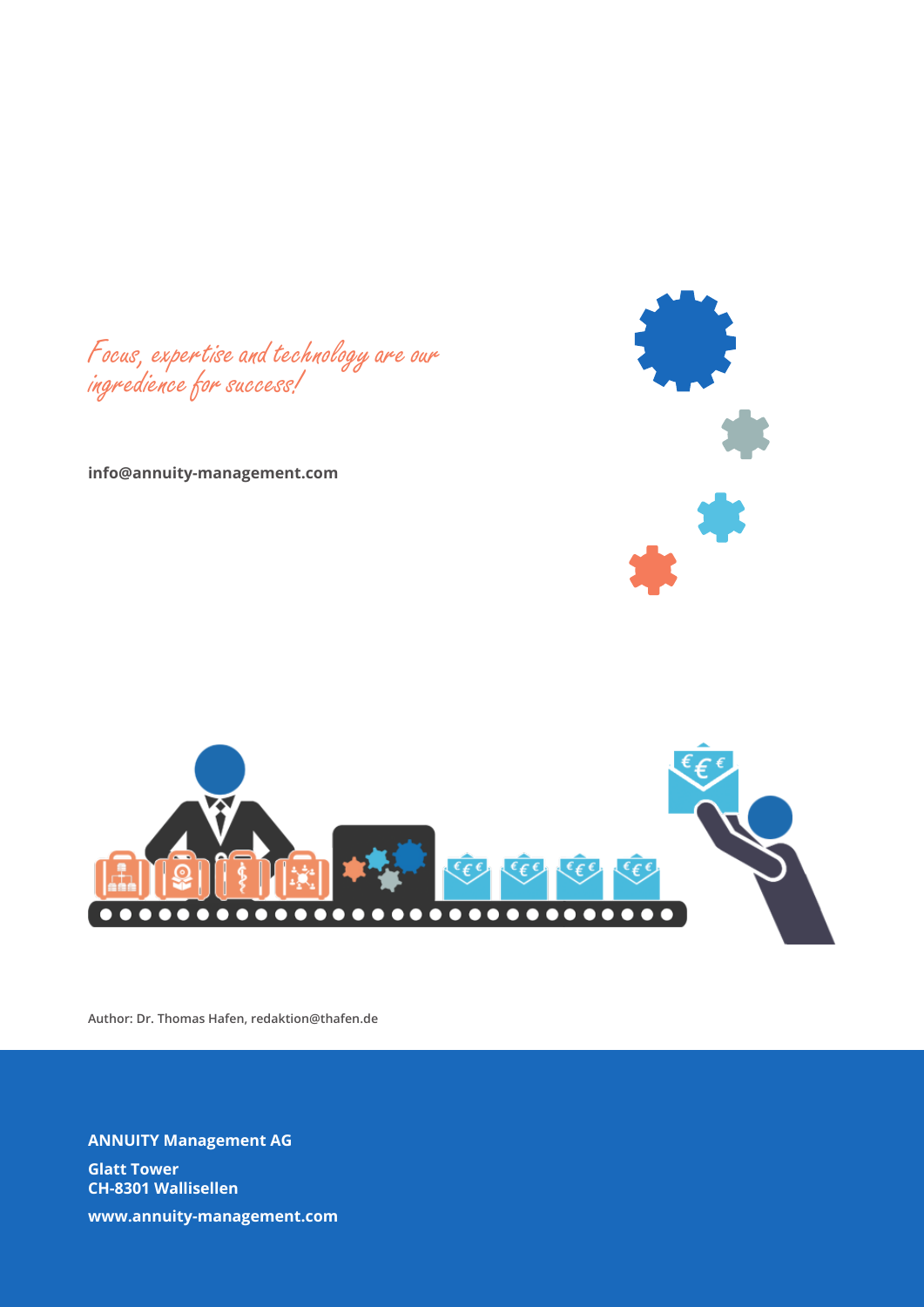*Focus, expertise and technology are our ingredience for success!*

**info@annuity-management.com**

Author: Dr. Thomas Hafen, redaktion@thafen.de

**ANNUITY Management AG**

**Glatt Tower**
**CH-8301 Wallisellen**

**www.annuity-management.com**